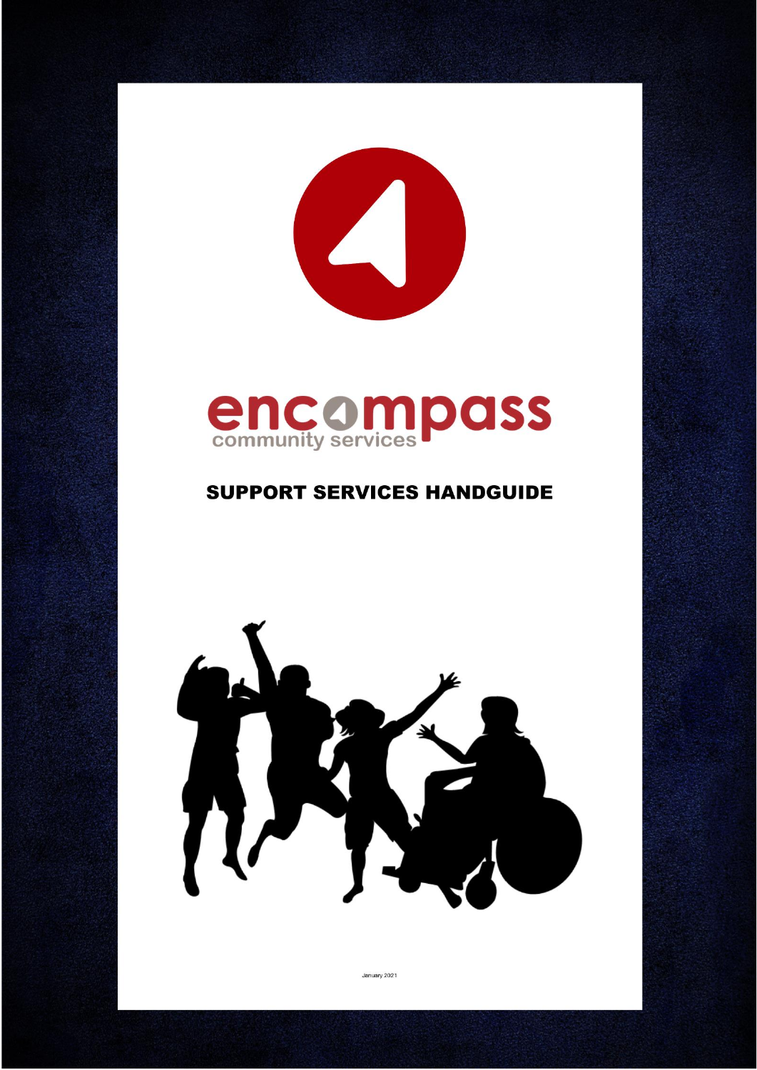encompass community services

# SUPPORT SERVICES HANDGUIDE

January 2021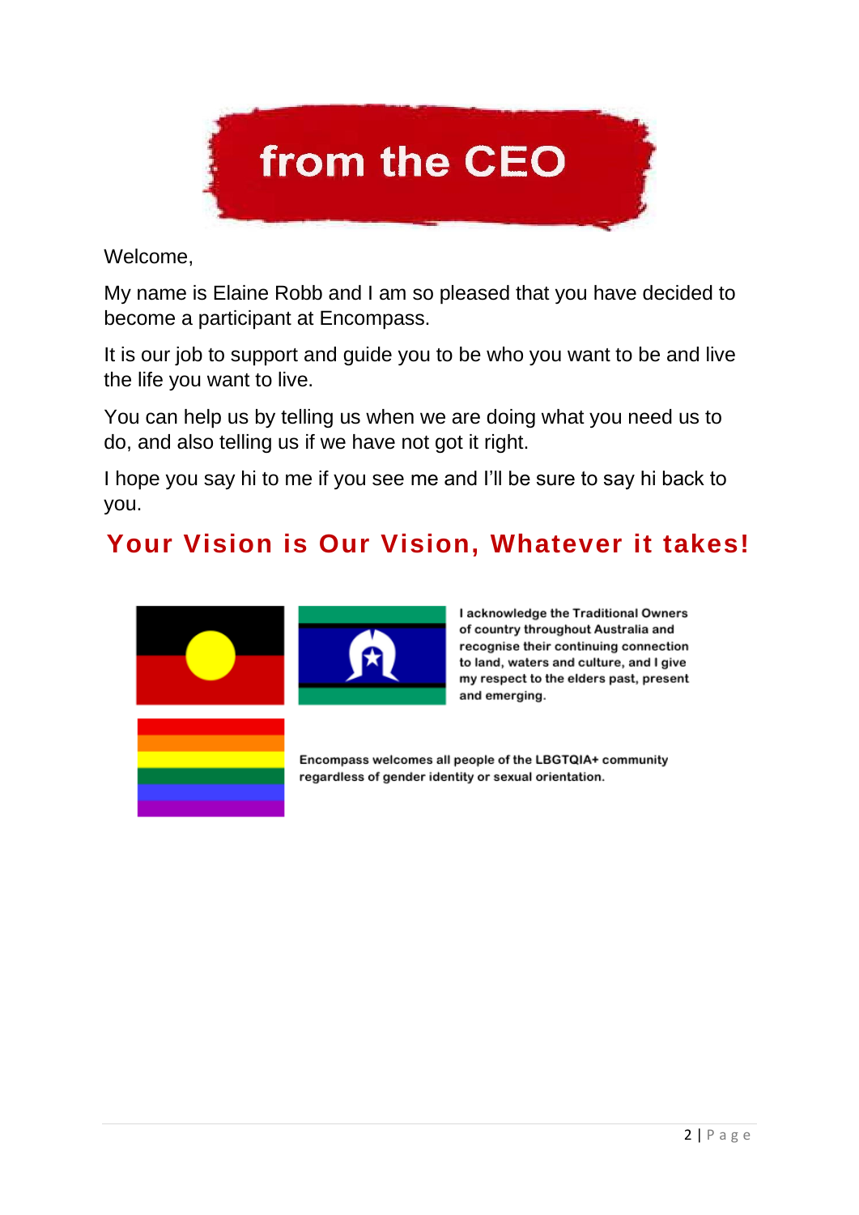# from the CEO

Welcome,

My name is Elaine Robb and I am so pleased that you have decided to become a participant at Encompass.

It is our job to support and guide you to be who you want to be and live the life you want to live.

You can help us by telling us when we are doing what you need us to do, and also telling us if we have not got it right.

I hope you say hi to me if you see me and I'll be sure to say hi back to you.

## Your Vision is Our Vision, Whatever it takes!

**I acknowledge the Traditional Owners of country throughout Australia and recognise their continuing connection to land, waters and culture, and I give my respect to the elders past, present and emerging.**

**Encompass welcomes all people of the LBGTQIA+ community regardless of gender identity or sexual orientation.**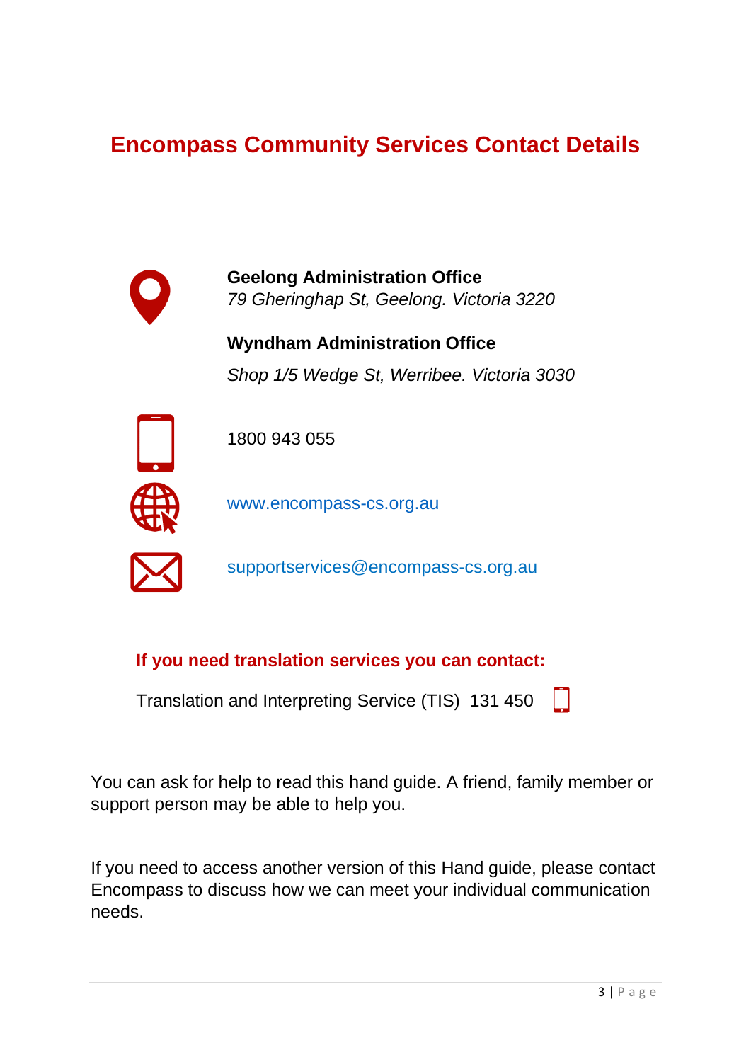# Encompass Community Services Contact Details

**Geelong Administration Office**
*79 Gheringhap St, Geelong. Victoria 3220*

**Wyndham Administration Office**

*Shop 1/5 Wedge St, Werribee. Victoria 3030*

1800 943 055

www.encompass-cs.org.au

supportservices@encompass-cs.org.au

**If you need translation services you can contact:**

Translation and Interpreting Service (TIS) 131 450

You can ask for help to read this hand guide. A friend, family member or support person may be able to help you.

If you need to access another version of this Hand guide, please contact Encompass to discuss how we can meet your individual communication needs.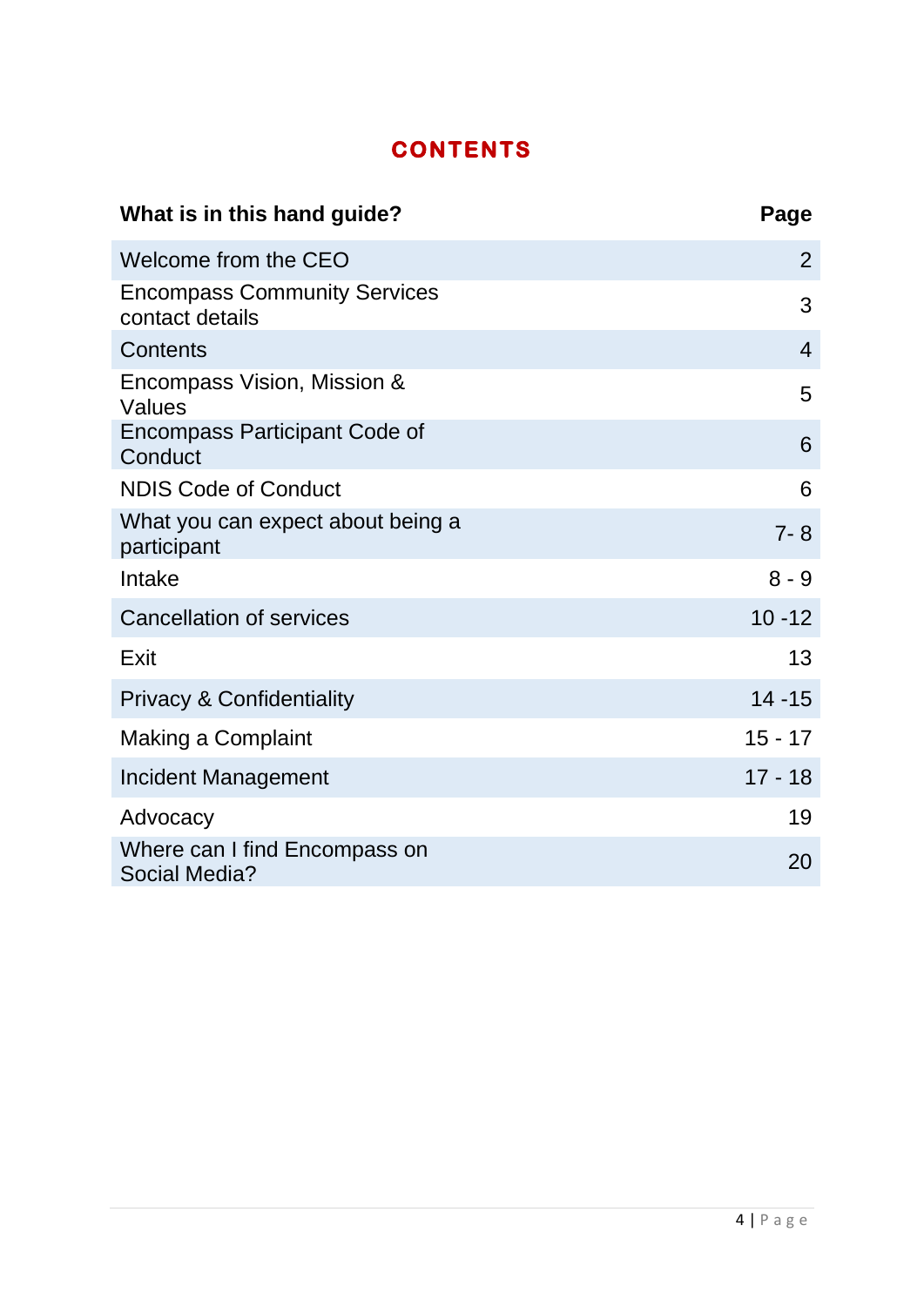# CONTENTS

| What is in this hand guide? | Page |
| --- | --- |
| Welcome from the CEO | 2 |
| Encompass Community Services contact details | 3 |
| Contents | 4 |
| Encompass Vision, Mission & Values | 5 |
| Encompass Participant Code of Conduct | 6 |
| NDIS Code of Conduct | 6 |
| What you can expect about being a participant | 7- 8 |
| Intake | 8 - 9 |
| Cancellation of services | 10 -12 |
| Exit | 13 |
| Privacy & Confidentiality | 14 -15 |
| Making a Complaint | 15 - 17 |
| Incident Management | 17 - 18 |
| Advocacy | 19 |
| Where can I find Encompass on Social Media? | 20 |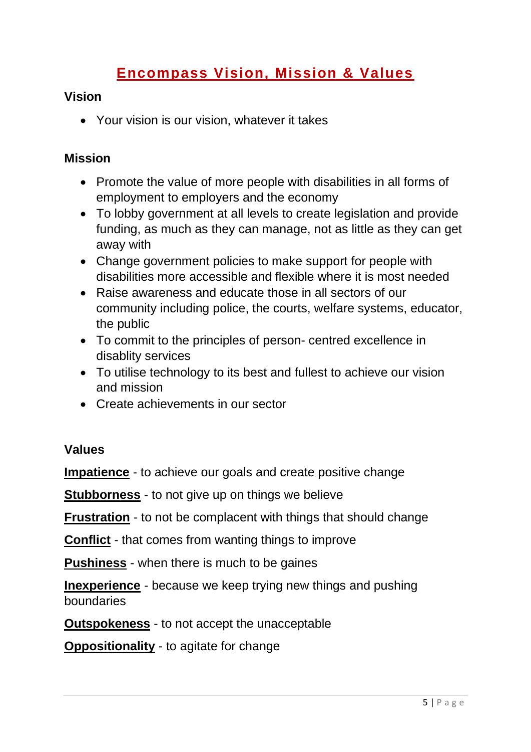# Encompass Vision, Mission & Values

### Vision

- Your vision is our vision, whatever it takes

### Mission

- Promote the value of more people with disabilities in all forms of employment to employers and the economy
- To lobby government at all levels to create legislation and provide funding, as much as they can manage, not as little as they can get away with
- Change government policies to make support for people with disabilities more accessible and flexible where it is most needed
- Raise awareness and educate those in all sectors of our community including police, the courts, welfare systems, educator, the public
- To commit to the principles of person- centred excellence in disablity services
- To utilise technology to its best and fullest to achieve our vision and mission
- Create achievements in our sector

### Values

**Impatience** - to achieve our goals and create positive change

**Stubborness** - to not give up on things we believe

**Frustration** - to not be complacent with things that should change

**Conflict** - that comes from wanting things to improve

**Pushiness** - when there is much to be gaines

**Inexperience** - because we keep trying new things and pushing boundaries

**Outspokeness** - to not accept the unacceptable

**Oppositionality** - to agitate for change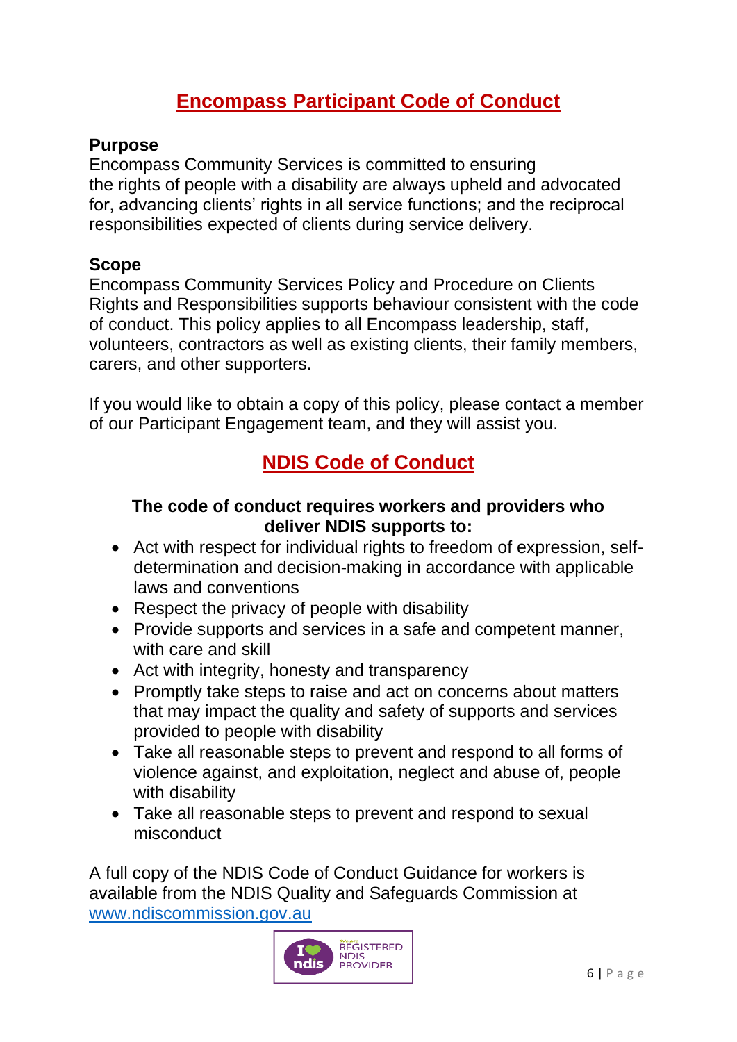## Encompass Participant Code of Conduct

**Purpose**

Encompass Community Services is committed to ensuring the rights of people with a disability are always upheld and advocated for, advancing clients' rights in all service functions; and the reciprocal responsibilities expected of clients during service delivery.

**Scope**

Encompass Community Services Policy and Procedure on Clients Rights and Responsibilities supports behaviour consistent with the code of conduct. This policy applies to all Encompass leadership, staff, volunteers, contractors as well as existing clients, their family members, carers, and other supporters.

If you would like to obtain a copy of this policy, please contact a member of our Participant Engagement team, and they will assist you.

## NDIS Code of Conduct

**The code of conduct requires workers and providers who deliver NDIS supports to:**

- Act with respect for individual rights to freedom of expression, self-determination and decision-making in accordance with applicable laws and conventions
- Respect the privacy of people with disability
- Provide supports and services in a safe and competent manner, with care and skill
- Act with integrity, honesty and transparency
- Promptly take steps to raise and act on concerns about matters that may impact the quality and safety of supports and services provided to people with disability
- Take all reasonable steps to prevent and respond to all forms of violence against, and exploitation, neglect and abuse of, people with disability
- Take all reasonable steps to prevent and respond to sexual misconduct

A full copy of the NDIS Code of Conduct Guidance for workers is available from the NDIS Quality and Safeguards Commission at www.ndiscommission.gov.au

I ♥ ndis — We are REGISTERED NDIS PROVIDER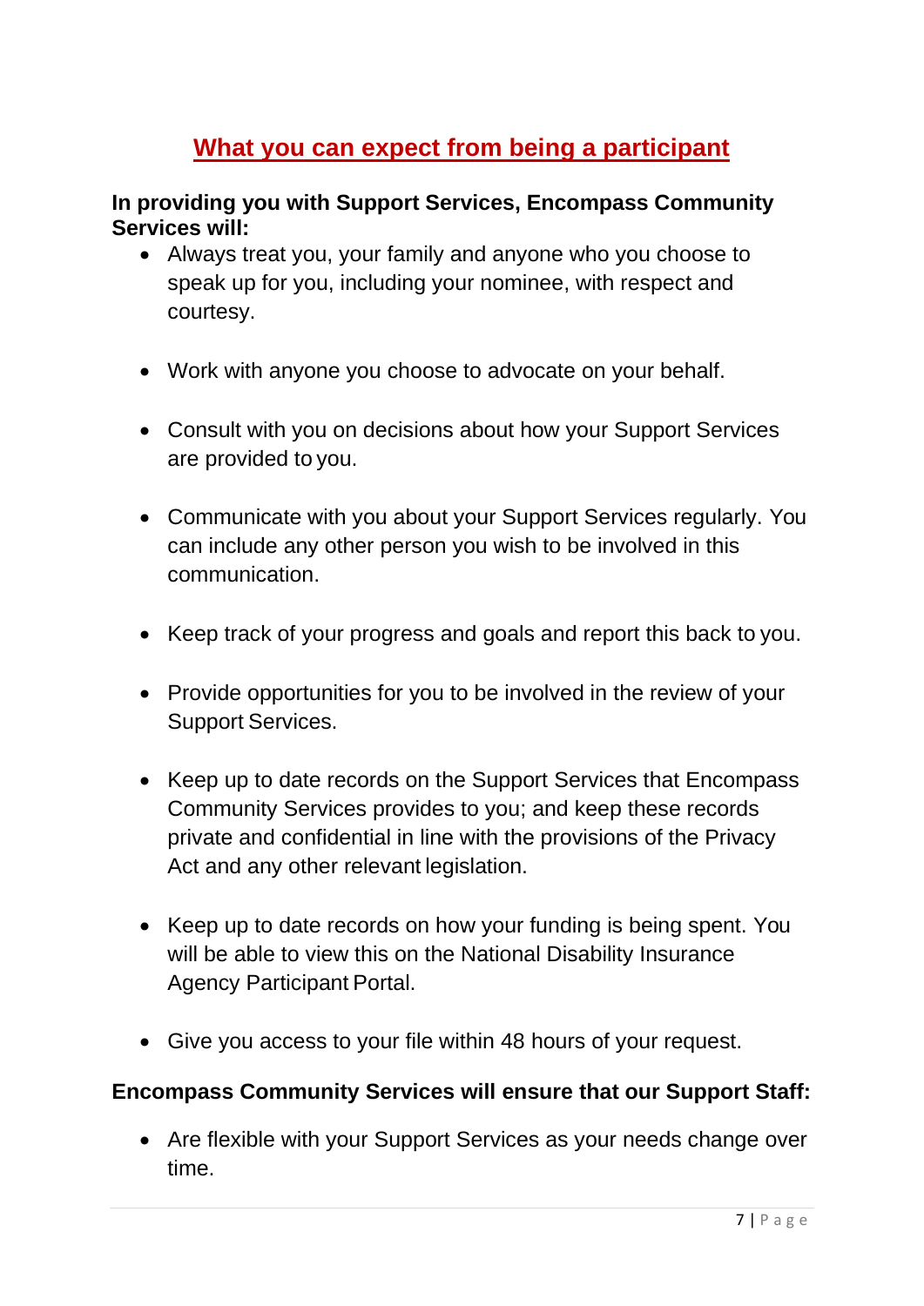## What you can expect from being a participant

**In providing you with Support Services, Encompass Community Services will:**

- Always treat you, your family and anyone who you choose to speak up for you, including your nominee, with respect and courtesy.
- Work with anyone you choose to advocate on your behalf.
- Consult with you on decisions about how your Support Services are provided to you.
- Communicate with you about your Support Services regularly. You can include any other person you wish to be involved in this communication.
- Keep track of your progress and goals and report this back to you.
- Provide opportunities for you to be involved in the review of your Support Services.
- Keep up to date records on the Support Services that Encompass Community Services provides to you; and keep these records private and confidential in line with the provisions of the Privacy Act and any other relevant legislation.
- Keep up to date records on how your funding is being spent. You will be able to view this on the National Disability Insurance Agency Participant Portal.
- Give you access to your file within 48 hours of your request.

**Encompass Community Services will ensure that our Support Staff:**

- Are flexible with your Support Services as your needs change over time.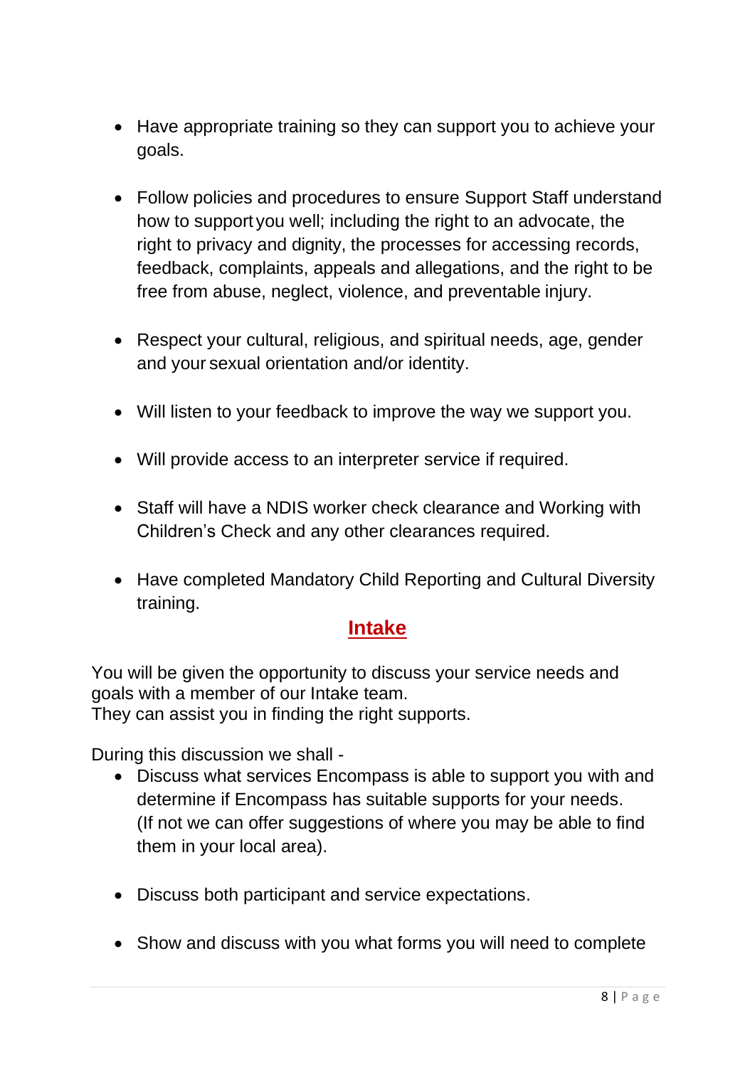- Have appropriate training so they can support you to achieve your goals.

- Follow policies and procedures to ensure Support Staff understand how to support you well; including the right to an advocate, the right to privacy and dignity, the processes for accessing records, feedback, complaints, appeals and allegations, and the right to be free from abuse, neglect, violence, and preventable injury.

- Respect your cultural, religious, and spiritual needs, age, gender and your sexual orientation and/or identity.

- Will listen to your feedback to improve the way we support you.

- Will provide access to an interpreter service if required.

- Staff will have a NDIS worker check clearance and Working with Children's Check and any other clearances required.

- Have completed Mandatory Child Reporting and Cultural Diversity training.

## Intake

You will be given the opportunity to discuss your service needs and goals with a member of our Intake team.
They can assist you in finding the right supports.

During this discussion we shall -

- Discuss what services Encompass is able to support you with and determine if Encompass has suitable supports for your needs. (If not we can offer suggestions of where you may be able to find them in your local area).

- Discuss both participant and service expectations.

- Show and discuss with you what forms you will need to complete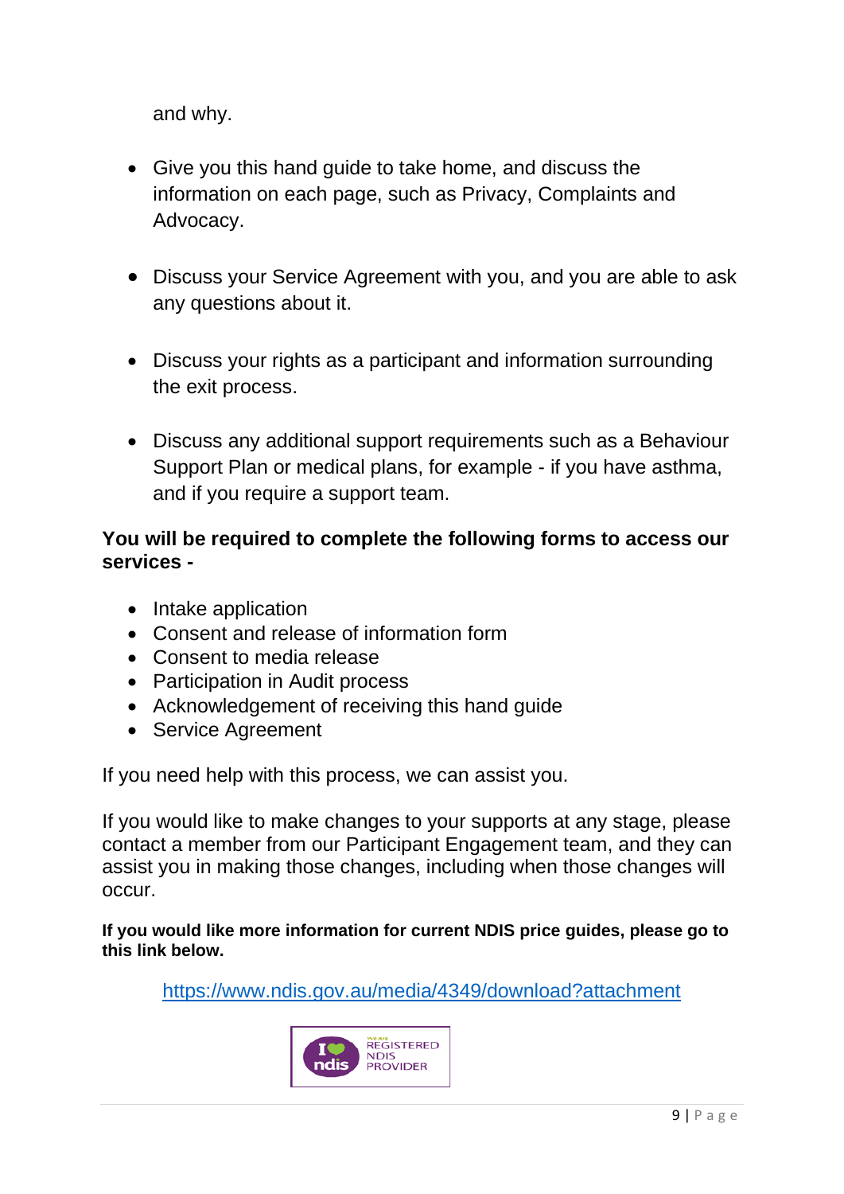and why.

- Give you this hand guide to take home, and discuss the information on each page, such as Privacy, Complaints and Advocacy.

- Discuss your Service Agreement with you, and you are able to ask any questions about it.

- Discuss your rights as a participant and information surrounding the exit process.

- Discuss any additional support requirements such as a Behaviour Support Plan or medical plans, for example - if you have asthma, and if you require a support team.

**You will be required to complete the following forms to access our services -**

- Intake application
- Consent and release of information form
- Consent to media release
- Participation in Audit process
- Acknowledgement of receiving this hand guide
- Service Agreement

If you need help with this process, we can assist you.

If you would like to make changes to your supports at any stage, please contact a member from our Participant Engagement team, and they can assist you in making those changes, including when those changes will occur.

**If you would like more information for current NDIS price guides, please go to this link below.**

https://www.ndis.gov.au/media/4349/download?attachment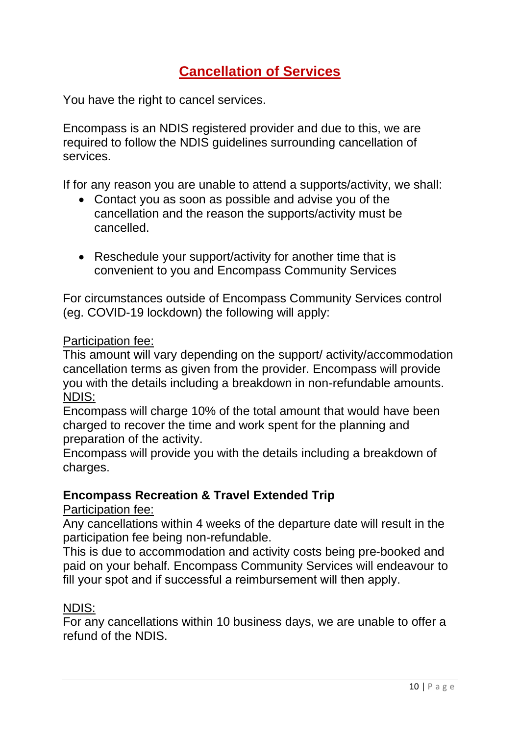# Cancellation of Services

You have the right to cancel services.

Encompass is an NDIS registered provider and due to this, we are required to follow the NDIS guidelines surrounding cancellation of services.

If for any reason you are unable to attend a supports/activity, we shall:

- Contact you as soon as possible and advise you of the cancellation and the reason the supports/activity must be cancelled.
- Reschedule your support/activity for another time that is convenient to you and Encompass Community Services

For circumstances outside of Encompass Community Services control (eg. COVID-19 lockdown) the following will apply:

Participation fee:
This amount will vary depending on the support/ activity/accommodation cancellation terms as given from the provider. Encompass will provide you with the details including a breakdown in non-refundable amounts.
NDIS:
Encompass will charge 10% of the total amount that would have been charged to recover the time and work spent for the planning and preparation of the activity.
Encompass will provide you with the details including a breakdown of charges.

**Encompass Recreation & Travel Extended Trip**
Participation fee:
Any cancellations within 4 weeks of the departure date will result in the participation fee being non-refundable.
This is due to accommodation and activity costs being pre-booked and paid on your behalf. Encompass Community Services will endeavour to fill your spot and if successful a reimbursement will then apply.

NDIS:
For any cancellations within 10 business days, we are unable to offer a refund of the NDIS.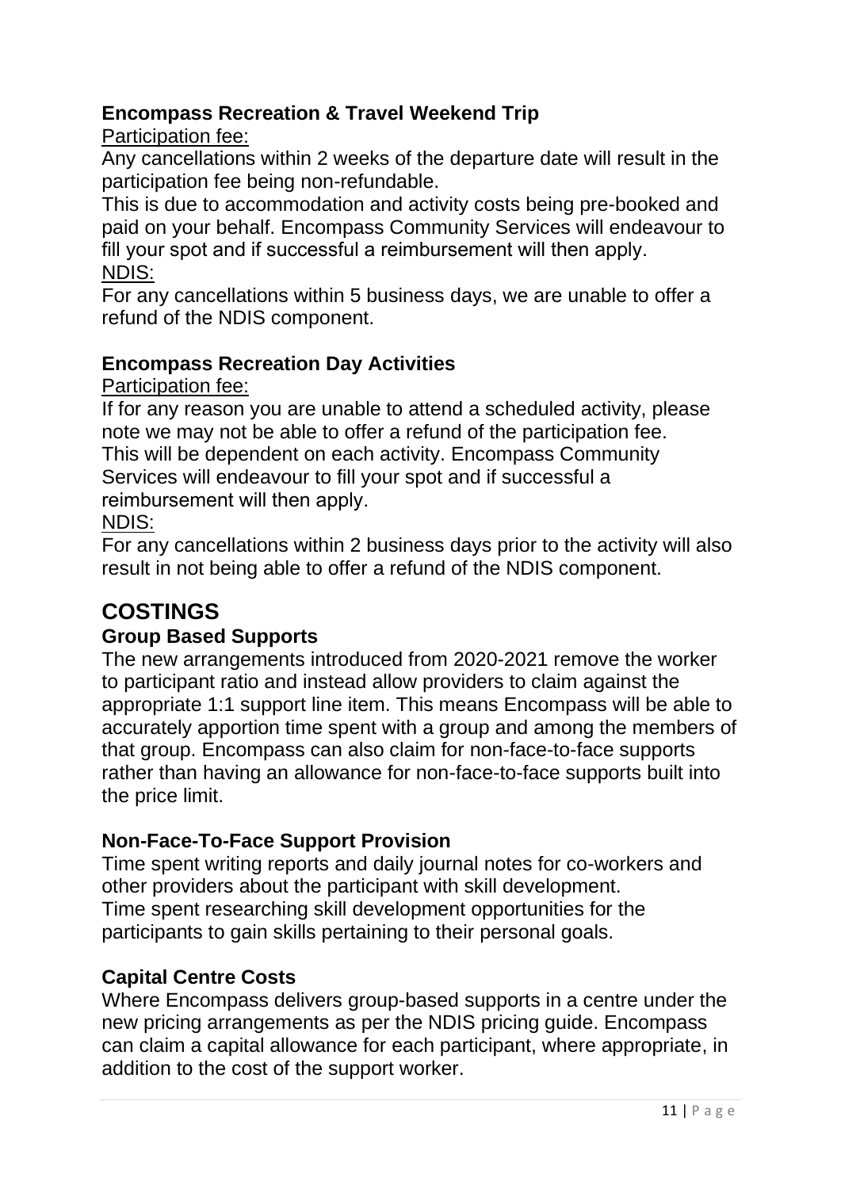### Encompass Recreation & Travel Weekend Trip

Participation fee:

Any cancellations within 2 weeks of the departure date will result in the participation fee being non-refundable.

This is due to accommodation and activity costs being pre-booked and paid on your behalf. Encompass Community Services will endeavour to fill your spot and if successful a reimbursement will then apply.

NDIS:

For any cancellations within 5 business days, we are unable to offer a refund of the NDIS component.

### Encompass Recreation Day Activities

Participation fee:

If for any reason you are unable to attend a scheduled activity, please note we may not be able to offer a refund of the participation fee.

This will be dependent on each activity. Encompass Community Services will endeavour to fill your spot and if successful a reimbursement will then apply.

NDIS:

For any cancellations within 2 business days prior to the activity will also result in not being able to offer a refund of the NDIS component.

## COSTINGS

### Group Based Supports

The new arrangements introduced from 2020-2021 remove the worker to participant ratio and instead allow providers to claim against the appropriate 1:1 support line item. This means Encompass will be able to accurately apportion time spent with a group and among the members of that group. Encompass can also claim for non-face-to-face supports rather than having an allowance for non-face-to-face supports built into the price limit.

### Non-Face-To-Face Support Provision

Time spent writing reports and daily journal notes for co-workers and other providers about the participant with skill development.

Time spent researching skill development opportunities for the participants to gain skills pertaining to their personal goals.

### Capital Centre Costs

Where Encompass delivers group-based supports in a centre under the new pricing arrangements as per the NDIS pricing guide. Encompass can claim a capital allowance for each participant, where appropriate, in addition to the cost of the support worker.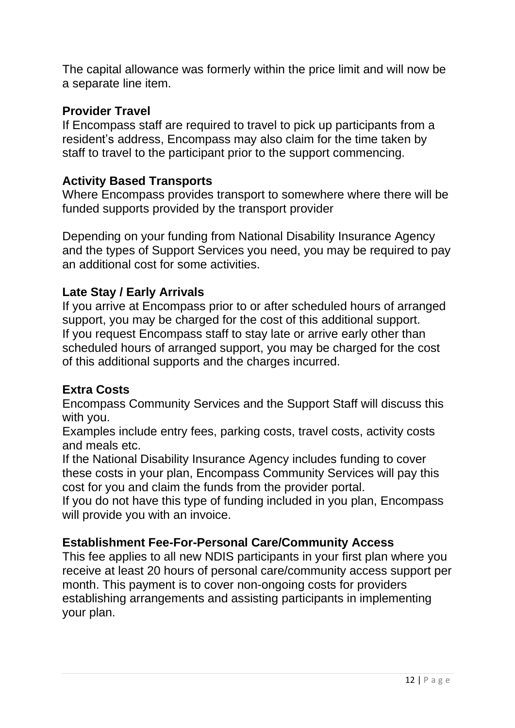The capital allowance was formerly within the price limit and will now be a separate line item.

**Provider Travel**

If Encompass staff are required to travel to pick up participants from a resident's address, Encompass may also claim for the time taken by staff to travel to the participant prior to the support commencing.

**Activity Based Transports**

Where Encompass provides transport to somewhere where there will be funded supports provided by the transport provider

Depending on your funding from National Disability Insurance Agency and the types of Support Services you need, you may be required to pay an additional cost for some activities.

**Late Stay / Early Arrivals**

If you arrive at Encompass prior to or after scheduled hours of arranged support, you may be charged for the cost of this additional support.
If you request Encompass staff to stay late or arrive early other than scheduled hours of arranged support, you may be charged for the cost of this additional supports and the charges incurred.

**Extra Costs**

Encompass Community Services and the Support Staff will discuss this with you.
Examples include entry fees, parking costs, travel costs, activity costs and meals etc.
If the National Disability Insurance Agency includes funding to cover these costs in your plan, Encompass Community Services will pay this cost for you and claim the funds from the provider portal.
If you do not have this type of funding included in you plan, Encompass will provide you with an invoice.

**Establishment Fee-For-Personal Care/Community Access**

This fee applies to all new NDIS participants in your first plan where you receive at least 20 hours of personal care/community access support per month. This payment is to cover non-ongoing costs for providers establishing arrangements and assisting participants in implementing your plan.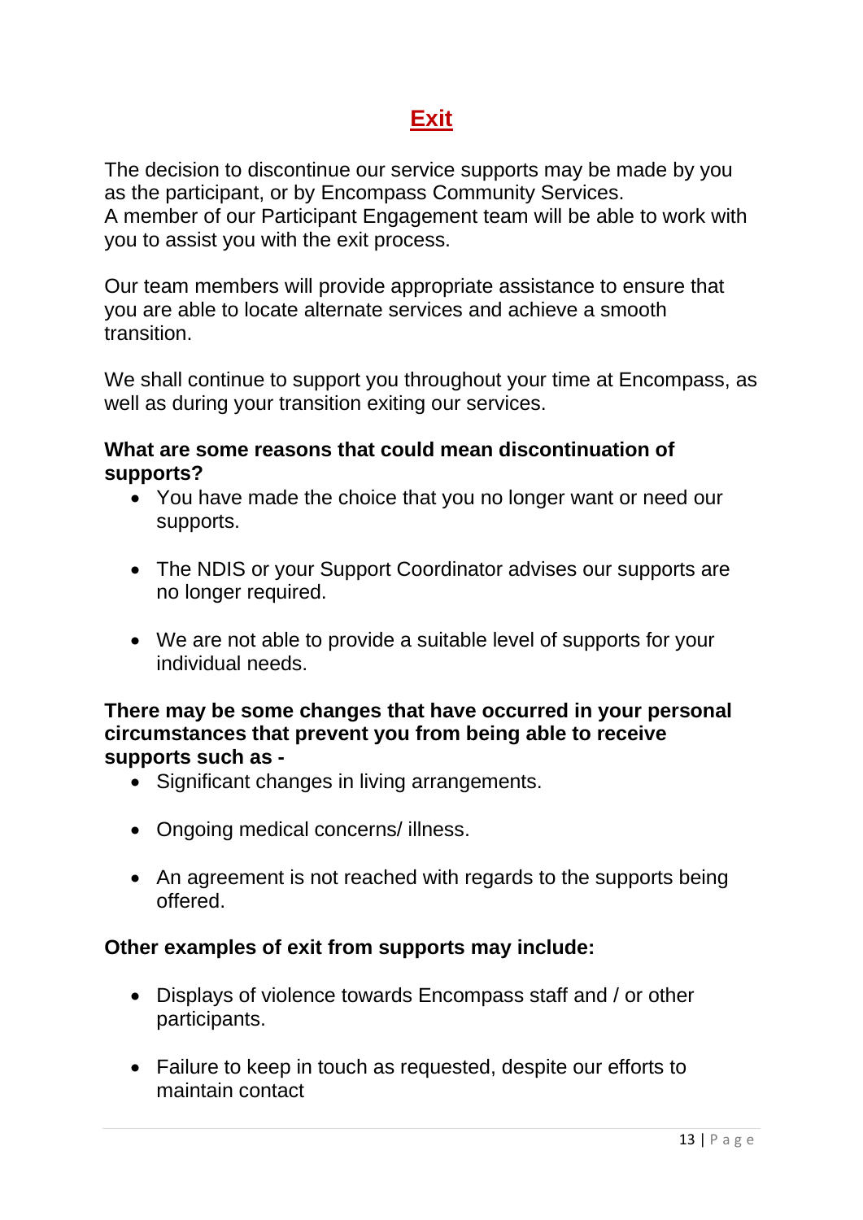# Exit

The decision to discontinue our service supports may be made by you as the participant, or by Encompass Community Services.
A member of our Participant Engagement team will be able to work with you to assist you with the exit process.

Our team members will provide appropriate assistance to ensure that you are able to locate alternate services and achieve a smooth transition.

We shall continue to support you throughout your time at Encompass, as well as during your transition exiting our services.

**What are some reasons that could mean discontinuation of supports?**

- You have made the choice that you no longer want or need our supports.
- The NDIS or your Support Coordinator advises our supports are no longer required.
- We are not able to provide a suitable level of supports for your individual needs.

**There may be some changes that have occurred in your personal circumstances that prevent you from being able to receive supports such as -**

- Significant changes in living arrangements.
- Ongoing medical concerns/ illness.
- An agreement is not reached with regards to the supports being offered.

**Other examples of exit from supports may include:**

- Displays of violence towards Encompass staff and / or other participants.
- Failure to keep in touch as requested, despite our efforts to maintain contact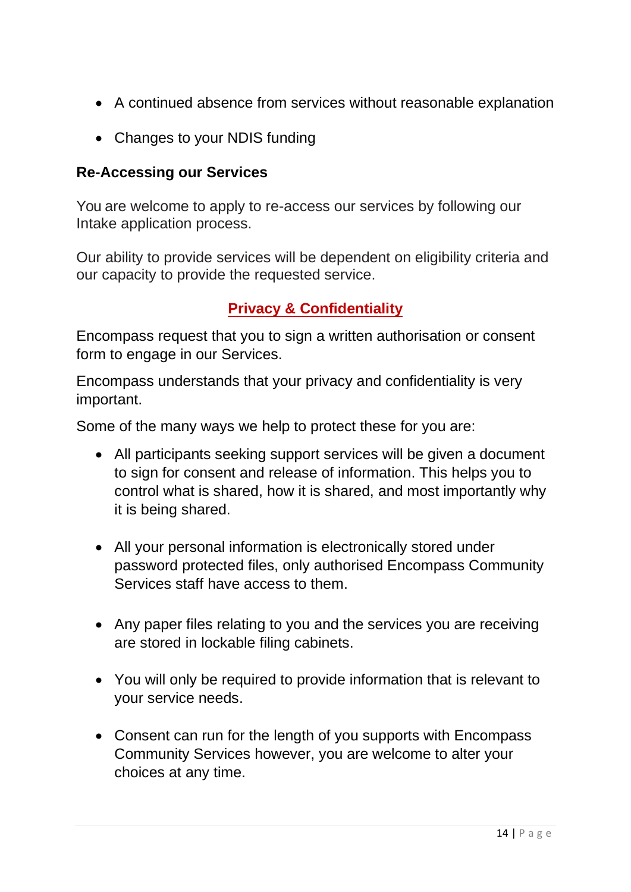- A continued absence from services without reasonable explanation
- Changes to your NDIS funding

**Re-Accessing our Services**

You are welcome to apply to re-access our services by following our Intake application process.

Our ability to provide services will be dependent on eligibility criteria and our capacity to provide the requested service.

## Privacy & Confidentiality

Encompass request that you to sign a written authorisation or consent form to engage in our Services.

Encompass understands that your privacy and confidentiality is very important.

Some of the many ways we help to protect these for you are:

- All participants seeking support services will be given a document to sign for consent and release of information. This helps you to control what is shared, how it is shared, and most importantly why it is being shared.
- All your personal information is electronically stored under password protected files, only authorised Encompass Community Services staff have access to them.
- Any paper files relating to you and the services you are receiving are stored in lockable filing cabinets.
- You will only be required to provide information that is relevant to your service needs.
- Consent can run for the length of you supports with Encompass Community Services however, you are welcome to alter your choices at any time.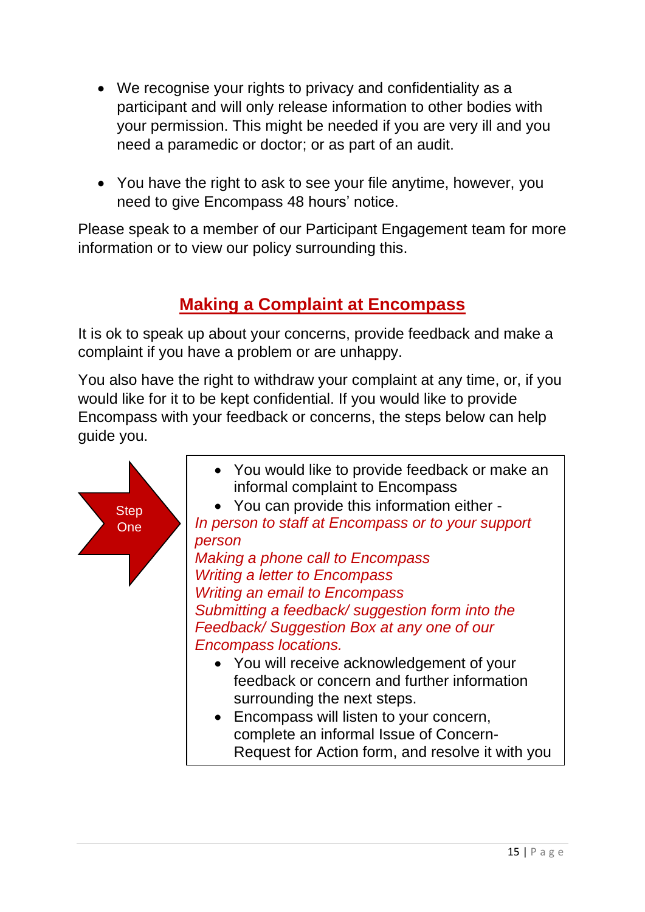- We recognise your rights to privacy and confidentiality as a participant and will only release information to other bodies with your permission. This might be needed if you are very ill and you need a paramedic or doctor; or as part of an audit.

- You have the right to ask to see your file anytime, however, you need to give Encompass 48 hours' notice.

Please speak to a member of our Participant Engagement team for more information or to view our policy surrounding this.

## Making a Complaint at Encompass

It is ok to speak up about your concerns, provide feedback and make a complaint if you have a problem or are unhappy.

You also have the right to withdraw your complaint at any time, or, if you would like for it to be kept confidential. If you would like to provide Encompass with your feedback or concerns, the steps below can help guide you.

**Step One**

- You would like to provide feedback or make an informal complaint to Encompass
- You can provide this information either -

*In person to staff at Encompass or to your support person*
*Making a phone call to Encompass*
*Writing a letter to Encompass*
*Writing an email to Encompass*
*Submitting a feedback/ suggestion form into the Feedback/ Suggestion Box at any one of our Encompass locations.*

- You will receive acknowledgement of your feedback or concern and further information surrounding the next steps.
- Encompass will listen to your concern, complete an informal Issue of Concern-Request for Action form, and resolve it with you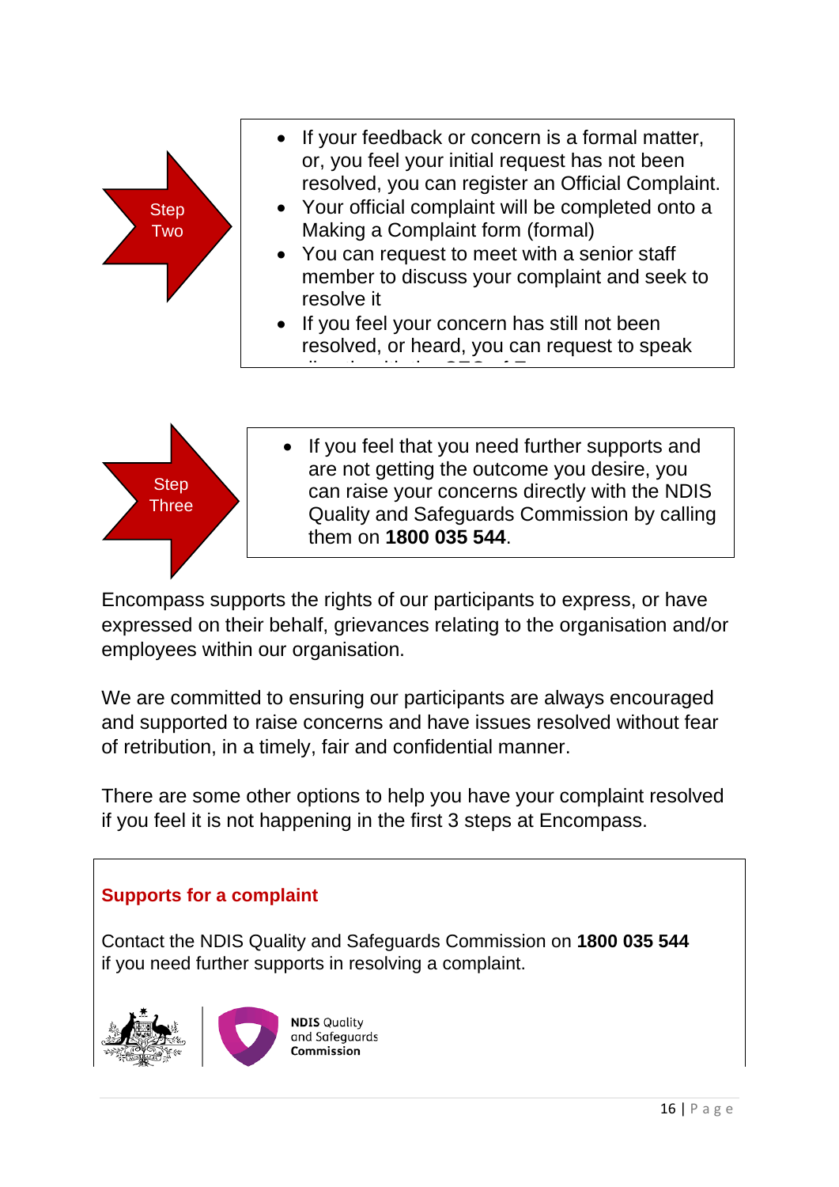**Step Two**

- If your feedback or concern is a formal matter, or, you feel your initial request has not been resolved, you can register an Official Complaint.
- Your official complaint will be completed onto a Making a Complaint form (formal)
- You can request to meet with a senior staff member to discuss your complaint and seek to resolve it
- If you feel your concern has still not been resolved, or heard, you can request to speak

**Step Three**

- If you feel that you need further supports and are not getting the outcome you desire, you can raise your concerns directly with the NDIS Quality and Safeguards Commission by calling them on **1800 035 544**.

Encompass supports the rights of our participants to express, or have expressed on their behalf, grievances relating to the organisation and/or employees within our organisation.

We are committed to ensuring our participants are always encouraged and supported to raise concerns and have issues resolved without fear of retribution, in a timely, fair and confidential manner.

There are some other options to help you have your complaint resolved if you feel it is not happening in the first 3 steps at Encompass.

## Supports for a complaint

Contact the NDIS Quality and Safeguards Commission on **1800 035 544** if you need further supports in resolving a complaint.

**NDIS** Quality and Safeguards **Commission**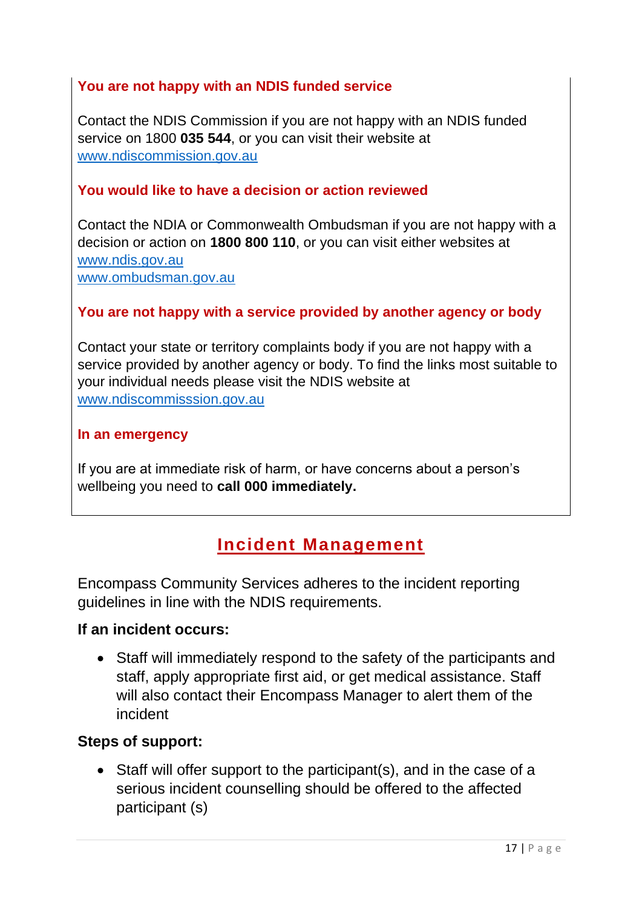**You are not happy with an NDIS funded service**

Contact the NDIS Commission if you are not happy with an NDIS funded service on 1800 **035 544**, or you can visit their website at www.ndiscommission.gov.au

**You would like to have a decision or action reviewed**

Contact the NDIA or Commonwealth Ombudsman if you are not happy with a decision or action on **1800 800 110**, or you can visit either websites at
www.ndis.gov.au
www.ombudsman.gov.au

**You are not happy with a service provided by another agency or body**

Contact your state or territory complaints body if you are not happy with a service provided by another agency or body. To find the links most suitable to your individual needs please visit the NDIS website at www.ndiscommisssion.gov.au

**In an emergency**

If you are at immediate risk of harm, or have concerns about a person's wellbeing you need to **call 000 immediately.**

## Incident Management

Encompass Community Services adheres to the incident reporting guidelines in line with the NDIS requirements.

**If an incident occurs:**

- Staff will immediately respond to the safety of the participants and staff, apply appropriate first aid, or get medical assistance. Staff will also contact their Encompass Manager to alert them of the incident

**Steps of support:**

- Staff will offer support to the participant(s), and in the case of a serious incident counselling should be offered to the affected participant (s)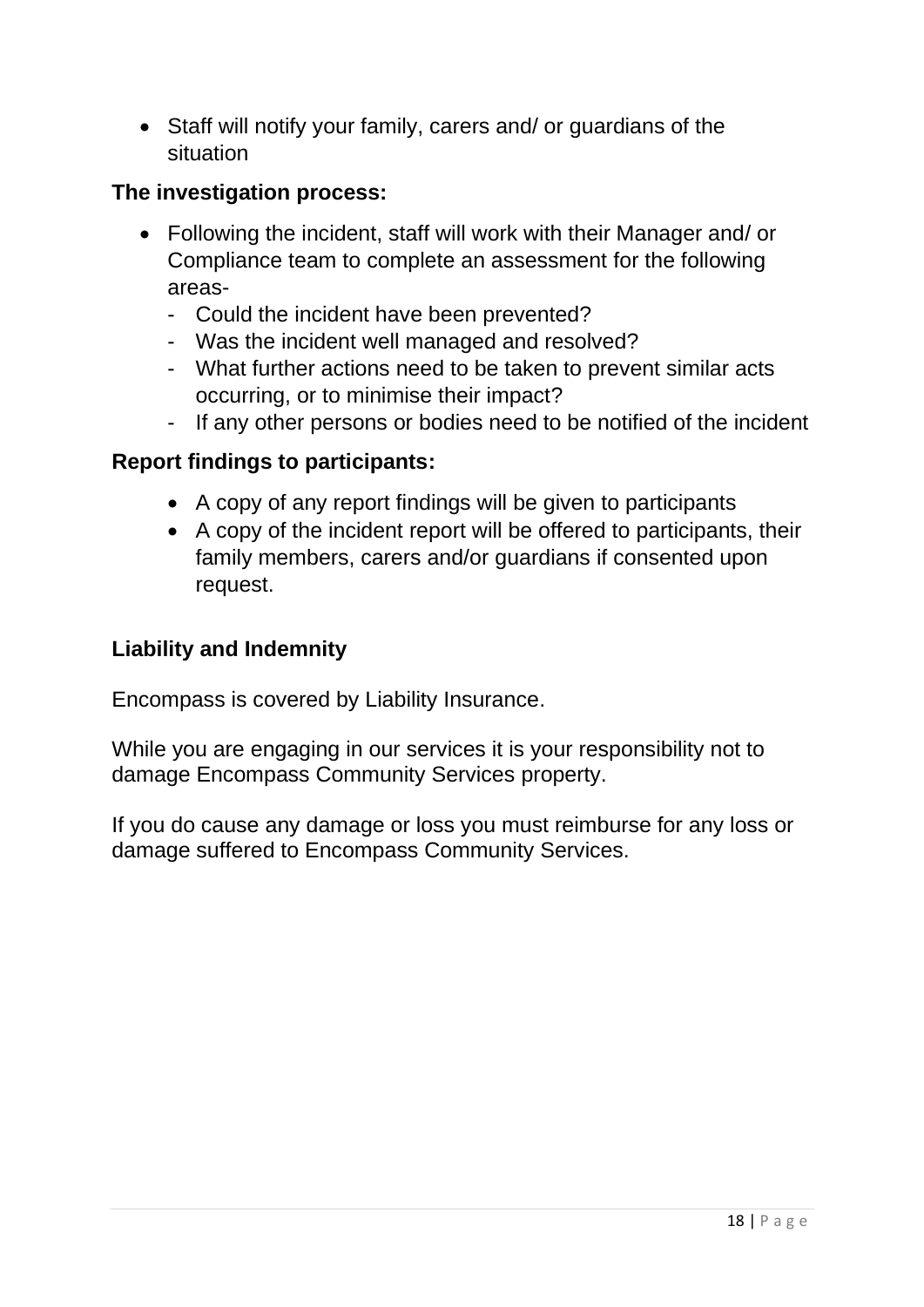- Staff will notify your family, carers and/ or guardians of the situation

**The investigation process:**

- Following the incident, staff will work with their Manager and/ or Compliance team to complete an assessment for the following areas-
  - Could the incident have been prevented?
  - Was the incident well managed and resolved?
  - What further actions need to be taken to prevent similar acts occurring, or to minimise their impact?
  - If any other persons or bodies need to be notified of the incident

**Report findings to participants:**

- A copy of any report findings will be given to participants
- A copy of the incident report will be offered to participants, their family members, carers and/or guardians if consented upon request.

## Liability and Indemnity

Encompass is covered by Liability Insurance.

While you are engaging in our services it is your responsibility not to damage Encompass Community Services property.

If you do cause any damage or loss you must reimburse for any loss or damage suffered to Encompass Community Services.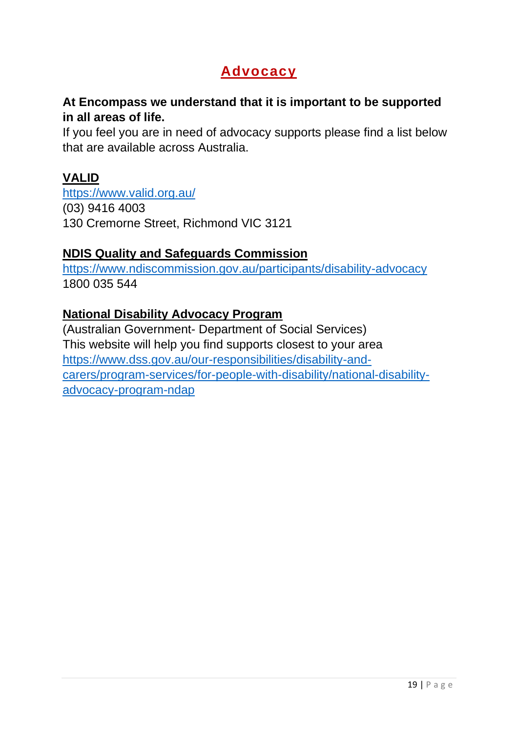# Advocacy

**At Encompass we understand that it is important to be supported in all areas of life.**

If you feel you are in need of advocacy supports please find a list below that are available across Australia.

## VALID

https://www.valid.org.au/

(03) 9416 4003

130 Cremorne Street, Richmond VIC 3121

## NDIS Quality and Safeguards Commission

https://www.ndiscommission.gov.au/participants/disability-advocacy

1800 035 544

## National Disability Advocacy Program

(Australian Government- Department of Social Services)

This website will help you find supports closest to your area

https://www.dss.gov.au/our-responsibilities/disability-and-carers/program-services/for-people-with-disability/national-disability-advocacy-program-ndap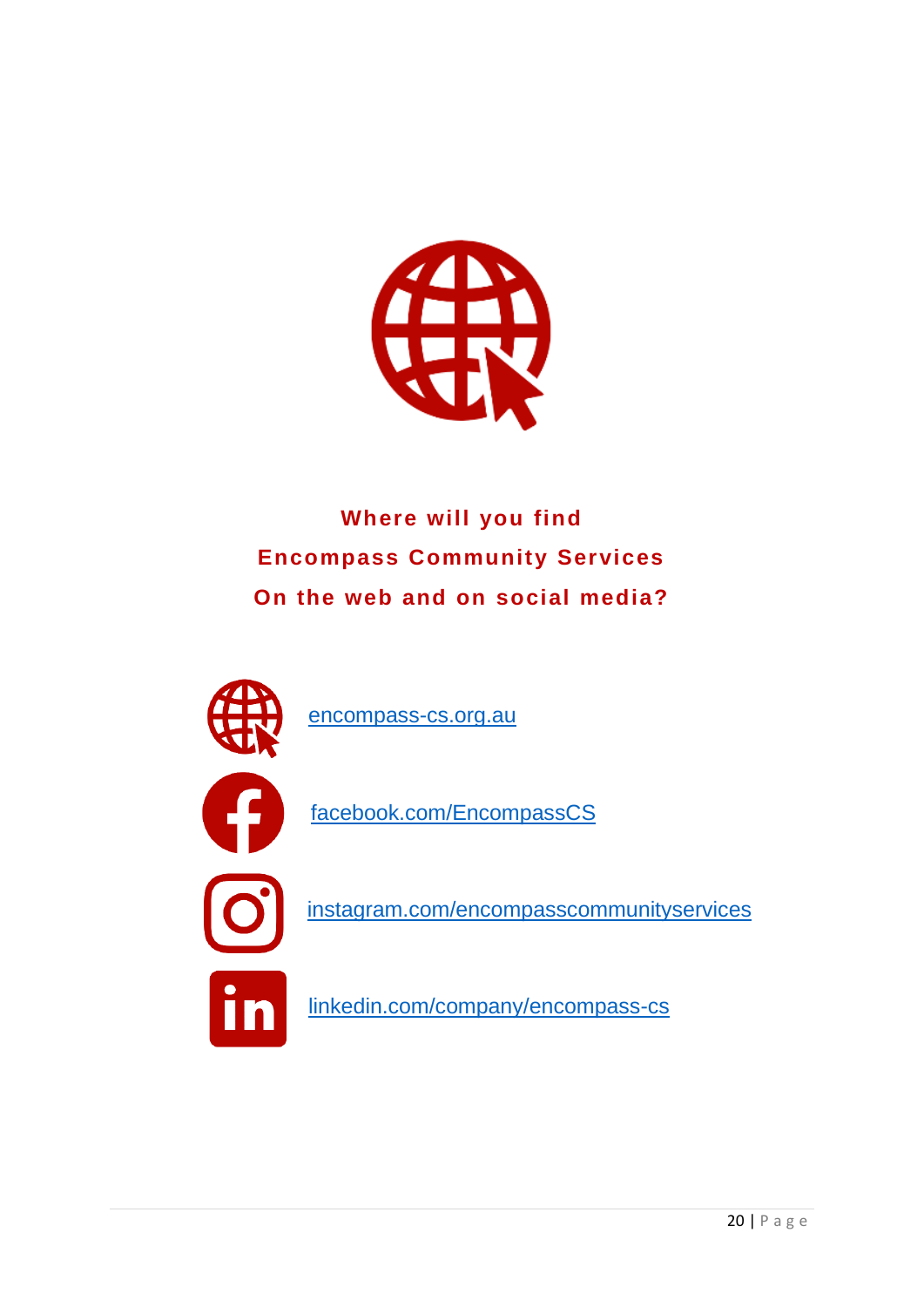**Where will you find**
**Encompass Community Services**
**On the web and on social media?**

encompass-cs.org.au

facebook.com/EncompassCS

instagram.com/encompasscommunityservices

linkedin.com/company/encompass-cs